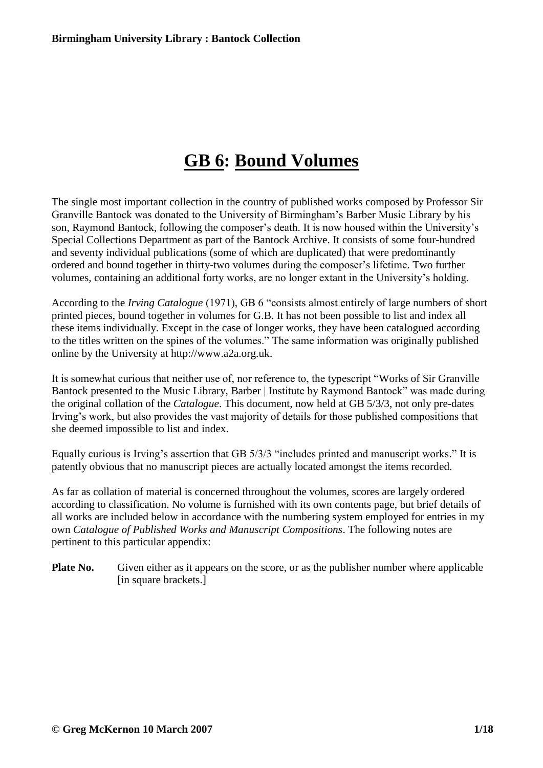# GB 6: Bound Volumes

The single most important collection in the country of published works composed by Professor Sir Granville Bantock was donated to the University of Birmingham's Barber Music Library by his son, Raymond Bantock, following the composer's death. It is now housed within the University's Special Collections Department as part of the Bantock Archive. It consists of some four-hundred and seventy individual publications (some of which are duplicated) that were predominantly ordered and bound together in thirty-two volumes during the composer's lifetime. Two further volumes, containing an additional forty works, are no longer extant in the University's holding.

According to the *Irving Catalogue* (1971), GB 6 "consists almost entirely of large numbers of short printed pieces, bound together in volumes for G.B. It has not been possible to list and index all these items individually. Except in the case of longer works, they have been catalogued according to the titles written on the spines of the volumes." The same information was originally published online by the University at http://www.a2a.org.uk.

It is somewhat curious that neither use of, nor reference to, the typescript "Works of Sir Granville Bantock presented to the Music Library, Barber | Institute by Raymond Bantock" was made during the original collation of the *Catalogue*. This document, now held at GB 5/3/3, not only pre-dates Irving's work, but also provides the vast majority of details for those published compositions that she deemed impossible to list and index.

Equally curious is Irving's assertion that GB 5/3/3 "includes printed and manuscript works." It is patently obvious that no manuscript pieces are actually located amongst the items recorded.

As far as collation of material is concerned throughout the volumes, scores are largely ordered according to classification. No volume is furnished with its own contents page, but brief details of all works are included below in accordance with the numbering system employed for entries in my own *Catalogue of Published Works and Manuscript Compositions*. The following notes are pertinent to this particular appendix:

**Plate No.** Given either as it appears on the score, or as the publisher number where applicable [in square brackets.]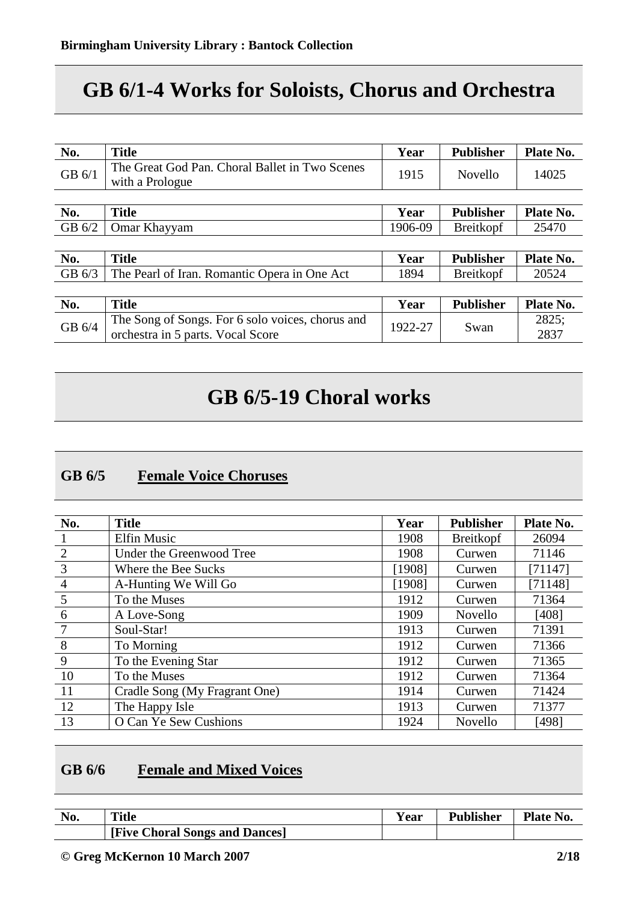# GB 6/1-4 Works for Soloists, Chorus and Orchestra

| No. | Title | Year | Publisher | Plate No. |
|---|---|---|---|---|
| GB 6/1 | The Great God Pan. Choral Ballet in Two Scenes with a Prologue | 1915 | Novello | 14025 |

| No. | Title | Year | Publisher | Plate No. |
|---|---|---|---|---|
| GB 6/2 | Omar Khayyam | 1906-09 | Breitkopf | 25470 |

| No. | Title | Year | Publisher | Plate No. |
|---|---|---|---|---|
| GB 6/3 | The Pearl of Iran. Romantic Opera in One Act | 1894 | Breitkopf | 20524 |

| No. | Title | Year | Publisher | Plate No. |
|---|---|---|---|---|
| GB 6/4 | The Song of Songs. For 6 solo voices, chorus and orchestra in 5 parts. Vocal Score | 1922-27 | Swan | 2825; 2837 |

# GB 6/5-19 Choral works

## GB 6/5 Female Voice Choruses

| No. | Title | Year | Publisher | Plate No. |
|---|---|---|---|---|
| 1 | Elfin Music | 1908 | Breitkopf | 26094 |
| 2 | Under the Greenwood Tree | 1908 | Curwen | 71146 |
| 3 | Where the Bee Sucks | [1908] | Curwen | [71147] |
| 4 | A-Hunting We Will Go | [1908] | Curwen | [71148] |
| 5 | To the Muses | 1912 | Curwen | 71364 |
| 6 | A Love-Song | 1909 | Novello | [408] |
| 7 | Soul-Star! | 1913 | Curwen | 71391 |
| 8 | To Morning | 1912 | Curwen | 71366 |
| 9 | To the Evening Star | 1912 | Curwen | 71365 |
| 10 | To the Muses | 1912 | Curwen | 71364 |
| 11 | Cradle Song (My Fragrant One) | 1914 | Curwen | 71424 |
| 12 | The Happy Isle | 1913 | Curwen | 71377 |
| 13 | O Can Ye Sew Cushions | 1924 | Novello | [498] |

## GB 6/6 Female and Mixed Voices

| No. | Title | Year | Publisher | Plate No. |
|---|---|---|---|---|
| | **[Five Choral Songs and Dances]** | | | |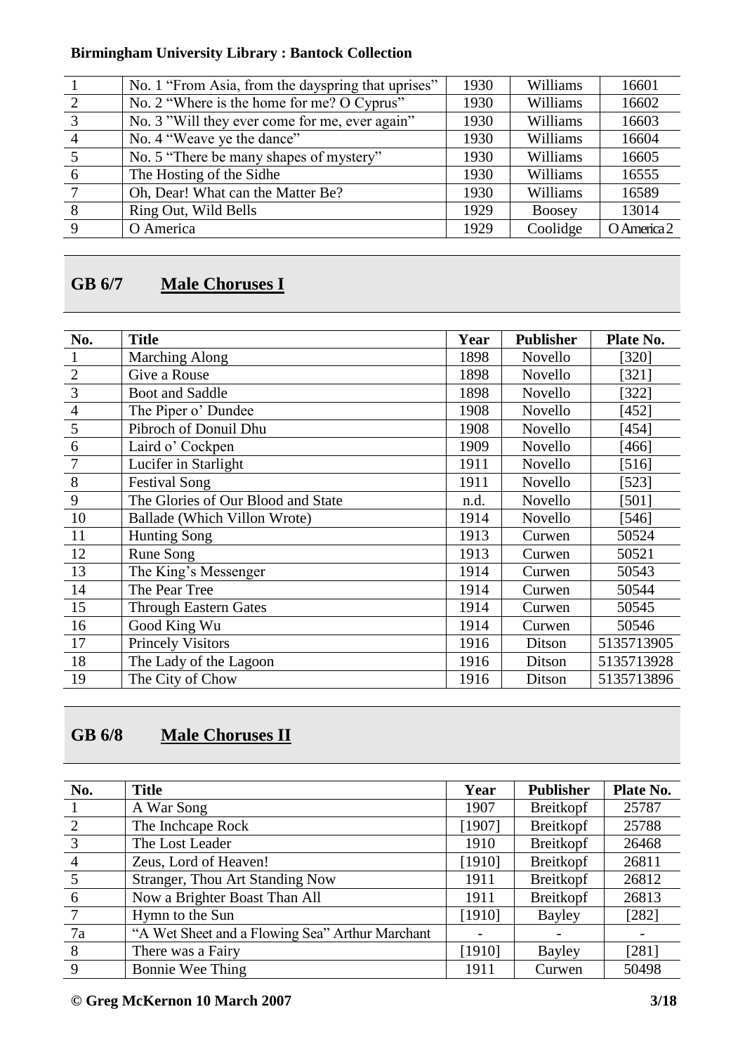| | | | | |
|---|---|---|---|---|
| 1 | No. 1 "From Asia, from the dayspring that uprises" | 1930 | Williams | 16601 |
| 2 | No. 2 "Where is the home for me? O Cyprus" | 1930 | Williams | 16602 |
| 3 | No. 3 "Will they ever come for me, ever again" | 1930 | Williams | 16603 |
| 4 | No. 4 "Weave ye the dance" | 1930 | Williams | 16604 |
| 5 | No. 5 "There be many shapes of mystery" | 1930 | Williams | 16605 |
| 6 | The Hosting of the Sidhe | 1930 | Williams | 16555 |
| 7 | Oh, Dear! What can the Matter Be? | 1930 | Williams | 16589 |
| 8 | Ring Out, Wild Bells | 1929 | Boosey | 13014 |
| 9 | O America | 1929 | Coolidge | O America 2 |

## GB 6/7 Male Choruses I

| No. | Title | Year | Publisher | Plate No. |
|---|---|---|---|---|
| 1 | Marching Along | 1898 | Novello | [320] |
| 2 | Give a Rouse | 1898 | Novello | [321] |
| 3 | Boot and Saddle | 1898 | Novello | [322] |
| 4 | The Piper o' Dundee | 1908 | Novello | [452] |
| 5 | Pibroch of Donuil Dhu | 1908 | Novello | [454] |
| 6 | Laird o' Cockpen | 1909 | Novello | [466] |
| 7 | Lucifer in Starlight | 1911 | Novello | [516] |
| 8 | Festival Song | 1911 | Novello | [523] |
| 9 | The Glories of Our Blood and State | n.d. | Novello | [501] |
| 10 | Ballade (Which Villon Wrote) | 1914 | Novello | [546] |
| 11 | Hunting Song | 1913 | Curwen | 50524 |
| 12 | Rune Song | 1913 | Curwen | 50521 |
| 13 | The King's Messenger | 1914 | Curwen | 50543 |
| 14 | The Pear Tree | 1914 | Curwen | 50544 |
| 15 | Through Eastern Gates | 1914 | Curwen | 50545 |
| 16 | Good King Wu | 1914 | Curwen | 50546 |
| 17 | Princely Visitors | 1916 | Ditson | 5135713905 |
| 18 | The Lady of the Lagoon | 1916 | Ditson | 5135713928 |
| 19 | The City of Chow | 1916 | Ditson | 5135713896 |

## GB 6/8 Male Choruses II

| No. | Title | Year | Publisher | Plate No. |
|---|---|---|---|---|
| 1 | A War Song | 1907 | Breitkopf | 25787 |
| 2 | The Inchcape Rock | [1907] | Breitkopf | 25788 |
| 3 | The Lost Leader | 1910 | Breitkopf | 26468 |
| 4 | Zeus, Lord of Heaven! | [1910] | Breitkopf | 26811 |
| 5 | Stranger, Thou Art Standing Now | 1911 | Breitkopf | 26812 |
| 6 | Now a Brighter Boast Than All | 1911 | Breitkopf | 26813 |
| 7 | Hymn to the Sun | [1910] | Bayley | [282] |
| 7a | "A Wet Sheet and a Flowing Sea" Arthur Marchant | - | - | - |
| 8 | There was a Fairy | [1910] | Bayley | [281] |
| 9 | Bonnie Wee Thing | 1911 | Curwen | 50498 |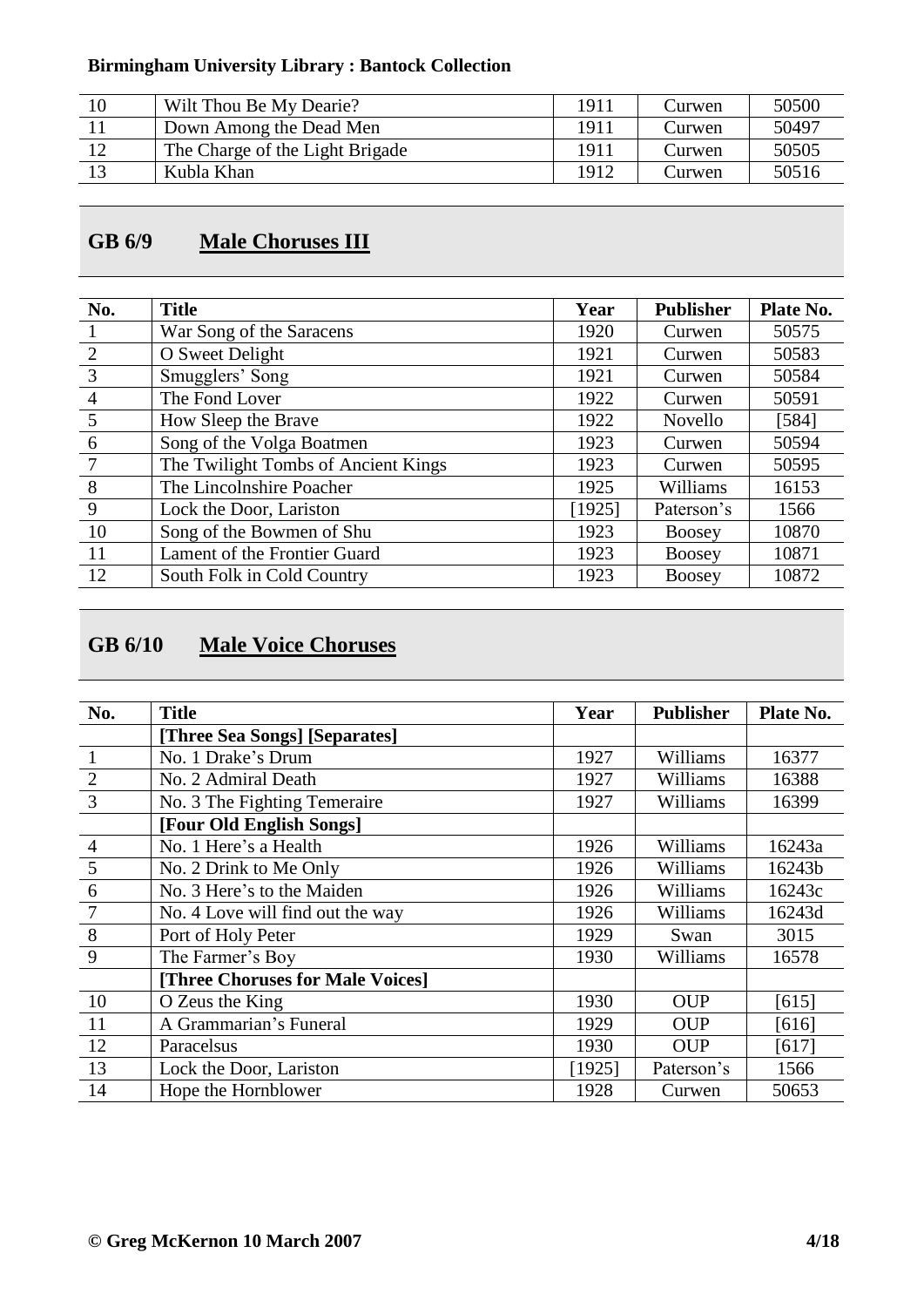| 10 | Wilt Thou Be My Dearie? | 1911 | Curwen | 50500 |
|---|---|---|---|---|
| 11 | Down Among the Dead Men | 1911 | Curwen | 50497 |
| 12 | The Charge of the Light Brigade | 1911 | Curwen | 50505 |
| 13 | Kubla Khan | 1912 | Curwen | 50516 |

## GB 6/9 Male Choruses III

| No. | Title | Year | Publisher | Plate No. |
|---|---|---|---|---|
| 1 | War Song of the Saracens | 1920 | Curwen | 50575 |
| 2 | O Sweet Delight | 1921 | Curwen | 50583 |
| 3 | Smugglers' Song | 1921 | Curwen | 50584 |
| 4 | The Fond Lover | 1922 | Curwen | 50591 |
| 5 | How Sleep the Brave | 1922 | Novello | [584] |
| 6 | Song of the Volga Boatmen | 1923 | Curwen | 50594 |
| 7 | The Twilight Tombs of Ancient Kings | 1923 | Curwen | 50595 |
| 8 | The Lincolnshire Poacher | 1925 | Williams | 16153 |
| 9 | Lock the Door, Lariston | [1925] | Paterson's | 1566 |
| 10 | Song of the Bowmen of Shu | 1923 | Boosey | 10870 |
| 11 | Lament of the Frontier Guard | 1923 | Boosey | 10871 |
| 12 | South Folk in Cold Country | 1923 | Boosey | 10872 |

## GB 6/10 Male Voice Choruses

| No. | Title | Year | Publisher | Plate No. |
|---|---|---|---|---|
| | **[Three Sea Songs] [Separates]** | | | |
| 1 | No. 1 Drake's Drum | 1927 | Williams | 16377 |
| 2 | No. 2 Admiral Death | 1927 | Williams | 16388 |
| 3 | No. 3 The Fighting Temeraire | 1927 | Williams | 16399 |
| | **[Four Old English Songs]** | | | |
| 4 | No. 1 Here's a Health | 1926 | Williams | 16243a |
| 5 | No. 2 Drink to Me Only | 1926 | Williams | 16243b |
| 6 | No. 3 Here's to the Maiden | 1926 | Williams | 16243c |
| 7 | No. 4 Love will find out the way | 1926 | Williams | 16243d |
| 8 | Port of Holy Peter | 1929 | Swan | 3015 |
| 9 | The Farmer's Boy | 1930 | Williams | 16578 |
| | **[Three Choruses for Male Voices]** | | | |
| 10 | O Zeus the King | 1930 | OUP | [615] |
| 11 | A Grammarian's Funeral | 1929 | OUP | [616] |
| 12 | Paracelsus | 1930 | OUP | [617] |
| 13 | Lock the Door, Lariston | [1925] | Paterson's | 1566 |
| 14 | Hope the Hornblower | 1928 | Curwen | 50653 |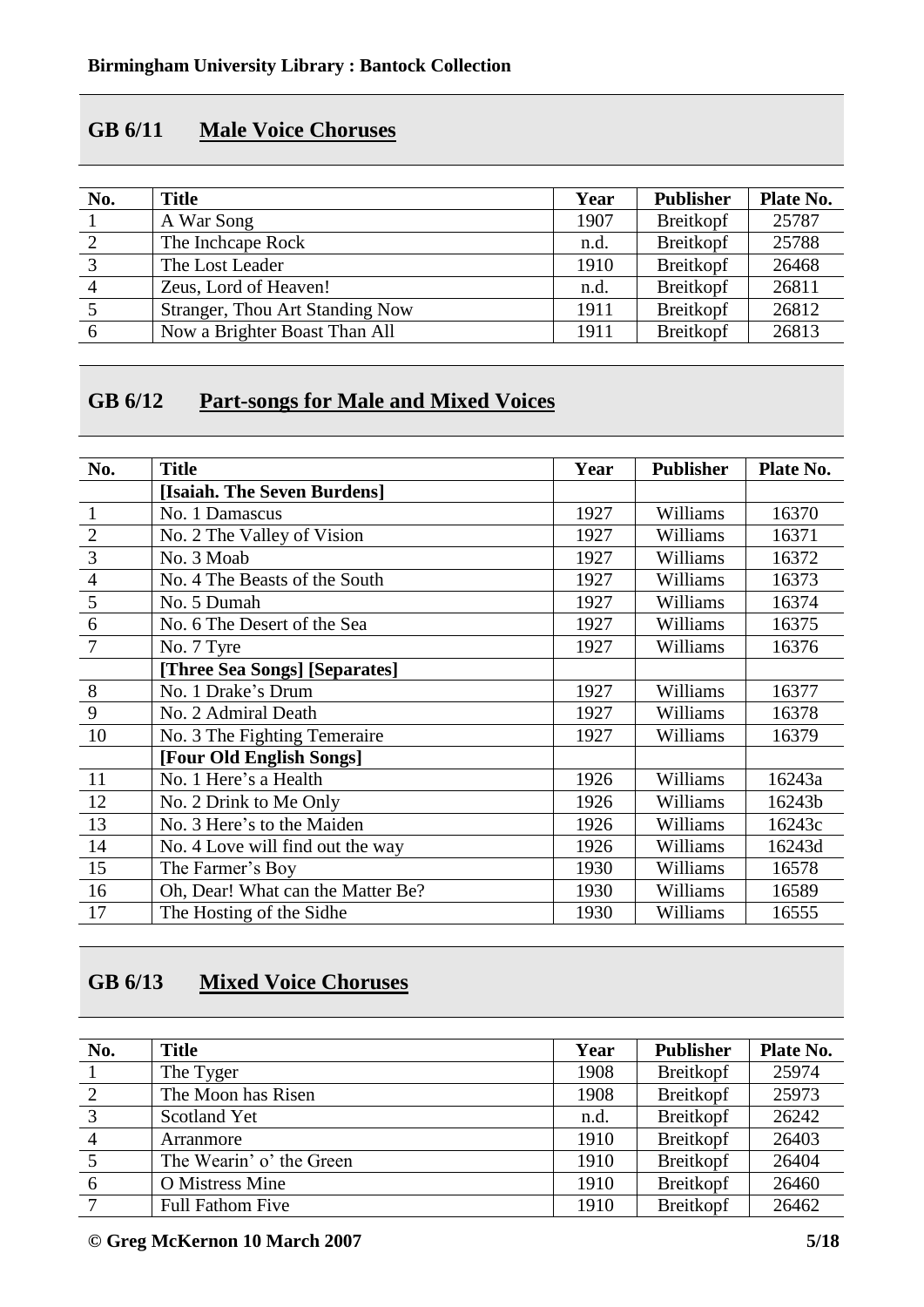## GB 6/11 Male Voice Choruses

| No. | Title | Year | Publisher | Plate No. |
|---|---|---|---|---|
| 1 | A War Song | 1907 | Breitkopf | 25787 |
| 2 | The Inchcape Rock | n.d. | Breitkopf | 25788 |
| 3 | The Lost Leader | 1910 | Breitkopf | 26468 |
| 4 | Zeus, Lord of Heaven! | n.d. | Breitkopf | 26811 |
| 5 | Stranger, Thou Art Standing Now | 1911 | Breitkopf | 26812 |
| 6 | Now a Brighter Boast Than All | 1911 | Breitkopf | 26813 |

## GB 6/12 Part-songs for Male and Mixed Voices

| No. | Title | Year | Publisher | Plate No. |
|---|---|---|---|---|
| | **[Isaiah. The Seven Burdens]** | | | |
| 1 | No. 1 Damascus | 1927 | Williams | 16370 |
| 2 | No. 2 The Valley of Vision | 1927 | Williams | 16371 |
| 3 | No. 3 Moab | 1927 | Williams | 16372 |
| 4 | No. 4 The Beasts of the South | 1927 | Williams | 16373 |
| 5 | No. 5 Dumah | 1927 | Williams | 16374 |
| 6 | No. 6 The Desert of the Sea | 1927 | Williams | 16375 |
| 7 | No. 7 Tyre | 1927 | Williams | 16376 |
| | **[Three Sea Songs] [Separates]** | | | |
| 8 | No. 1 Drake's Drum | 1927 | Williams | 16377 |
| 9 | No. 2 Admiral Death | 1927 | Williams | 16378 |
| 10 | No. 3 The Fighting Temeraire | 1927 | Williams | 16379 |
| | **[Four Old English Songs]** | | | |
| 11 | No. 1 Here's a Health | 1926 | Williams | 16243a |
| 12 | No. 2 Drink to Me Only | 1926 | Williams | 16243b |
| 13 | No. 3 Here's to the Maiden | 1926 | Williams | 16243c |
| 14 | No. 4 Love will find out the way | 1926 | Williams | 16243d |
| 15 | The Farmer's Boy | 1930 | Williams | 16578 |
| 16 | Oh, Dear! What can the Matter Be? | 1930 | Williams | 16589 |
| 17 | The Hosting of the Sidhe | 1930 | Williams | 16555 |

## GB 6/13 Mixed Voice Choruses

| No. | Title | Year | Publisher | Plate No. |
|---|---|---|---|---|
| 1 | The Tyger | 1908 | Breitkopf | 25974 |
| 2 | The Moon has Risen | 1908 | Breitkopf | 25973 |
| 3 | Scotland Yet | n.d. | Breitkopf | 26242 |
| 4 | Arranmore | 1910 | Breitkopf | 26403 |
| 5 | The Wearin' o' the Green | 1910 | Breitkopf | 26404 |
| 6 | O Mistress Mine | 1910 | Breitkopf | 26460 |
| 7 | Full Fathom Five | 1910 | Breitkopf | 26462 |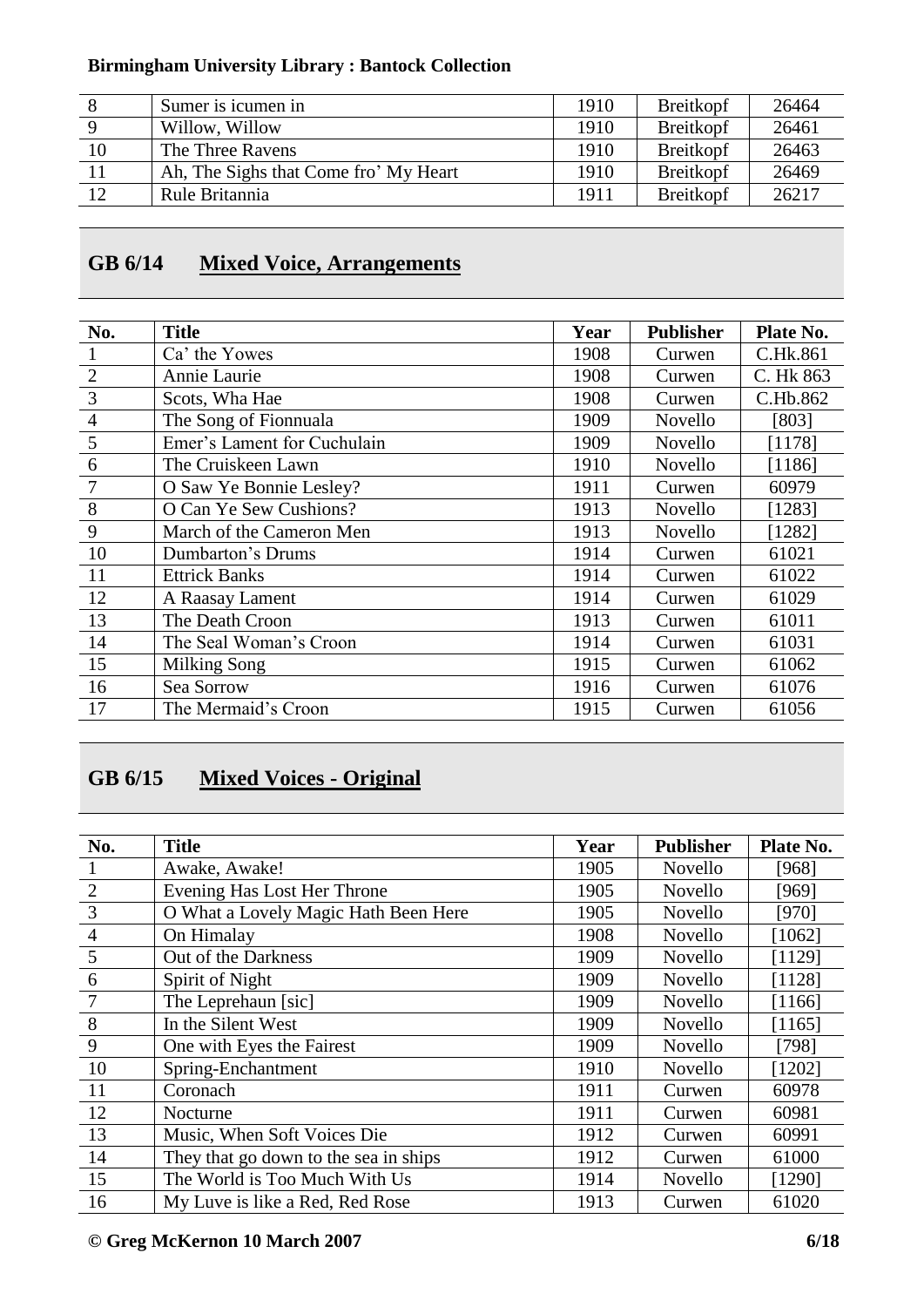| 8 | Sumer is icumen in | 1910 | Breitkopf | 26464 |
|---|---|---|---|---|
| 9 | Willow, Willow | 1910 | Breitkopf | 26461 |
| 10 | The Three Ravens | 1910 | Breitkopf | 26463 |
| 11 | Ah, The Sighs that Come fro' My Heart | 1910 | Breitkopf | 26469 |
| 12 | Rule Britannia | 1911 | Breitkopf | 26217 |

## GB 6/14 Mixed Voice, Arrangements

| No. | Title | Year | Publisher | Plate No. |
|---|---|---|---|---|
| 1 | Ca' the Yowes | 1908 | Curwen | C.Hk.861 |
| 2 | Annie Laurie | 1908 | Curwen | C. Hk 863 |
| 3 | Scots, Wha Hae | 1908 | Curwen | C.Hb.862 |
| 4 | The Song of Fionnuala | 1909 | Novello | [803] |
| 5 | Emer's Lament for Cuchulain | 1909 | Novello | [1178] |
| 6 | The Cruiskeen Lawn | 1910 | Novello | [1186] |
| 7 | O Saw Ye Bonnie Lesley? | 1911 | Curwen | 60979 |
| 8 | O Can Ye Sew Cushions? | 1913 | Novello | [1283] |
| 9 | March of the Cameron Men | 1913 | Novello | [1282] |
| 10 | Dumbarton's Drums | 1914 | Curwen | 61021 |
| 11 | Ettrick Banks | 1914 | Curwen | 61022 |
| 12 | A Raasay Lament | 1914 | Curwen | 61029 |
| 13 | The Death Croon | 1913 | Curwen | 61011 |
| 14 | The Seal Woman's Croon | 1914 | Curwen | 61031 |
| 15 | Milking Song | 1915 | Curwen | 61062 |
| 16 | Sea Sorrow | 1916 | Curwen | 61076 |
| 17 | The Mermaid's Croon | 1915 | Curwen | 61056 |

## GB 6/15 Mixed Voices - Original

| No. | Title | Year | Publisher | Plate No. |
|---|---|---|---|---|
| 1 | Awake, Awake! | 1905 | Novello | [968] |
| 2 | Evening Has Lost Her Throne | 1905 | Novello | [969] |
| 3 | O What a Lovely Magic Hath Been Here | 1905 | Novello | [970] |
| 4 | On Himalay | 1908 | Novello | [1062] |
| 5 | Out of the Darkness | 1909 | Novello | [1129] |
| 6 | Spirit of Night | 1909 | Novello | [1128] |
| 7 | The Leprehaun [sic] | 1909 | Novello | [1166] |
| 8 | In the Silent West | 1909 | Novello | [1165] |
| 9 | One with Eyes the Fairest | 1909 | Novello | [798] |
| 10 | Spring-Enchantment | 1910 | Novello | [1202] |
| 11 | Coronach | 1911 | Curwen | 60978 |
| 12 | Nocturne | 1911 | Curwen | 60981 |
| 13 | Music, When Soft Voices Die | 1912 | Curwen | 60991 |
| 14 | They that go down to the sea in ships | 1912 | Curwen | 61000 |
| 15 | The World is Too Much With Us | 1914 | Novello | [1290] |
| 16 | My Luve is like a Red, Red Rose | 1913 | Curwen | 61020 |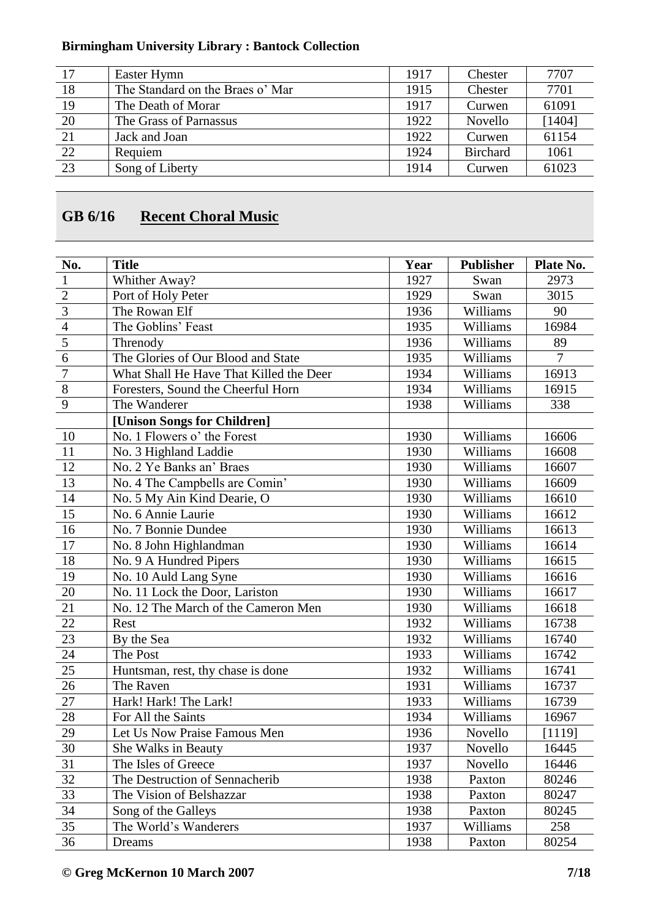| | | | | |
|---|---|---|---|---|
| 17 | Easter Hymn | 1917 | Chester | 7707 |
| 18 | The Standard on the Braes o' Mar | 1915 | Chester | 7701 |
| 19 | The Death of Morar | 1917 | Curwen | 61091 |
| 20 | The Grass of Parnassus | 1922 | Novello | [1404] |
| 21 | Jack and Joan | 1922 | Curwen | 61154 |
| 22 | Requiem | 1924 | Birchard | 1061 |
| 23 | Song of Liberty | 1914 | Curwen | 61023 |

## GB 6/16 Recent Choral Music

| No. | Title | Year | Publisher | Plate No. |
|---|---|---|---|---|
| 1 | Whither Away? | 1927 | Swan | 2973 |
| 2 | Port of Holy Peter | 1929 | Swan | 3015 |
| 3 | The Rowan Elf | 1936 | Williams | 90 |
| 4 | The Goblins' Feast | 1935 | Williams | 16984 |
| 5 | Threnody | 1936 | Williams | 89 |
| 6 | The Glories of Our Blood and State | 1935 | Williams | 7 |
| 7 | What Shall He Have That Killed the Deer | 1934 | Williams | 16913 |
| 8 | Foresters, Sound the Cheerful Horn | 1934 | Williams | 16915 |
| 9 | The Wanderer | 1938 | Williams | 338 |
| | **[Unison Songs for Children]** | | | |
| 10 | No. 1 Flowers o' the Forest | 1930 | Williams | 16606 |
| 11 | No. 3 Highland Laddie | 1930 | Williams | 16608 |
| 12 | No. 2 Ye Banks an' Braes | 1930 | Williams | 16607 |
| 13 | No. 4 The Campbells are Comin' | 1930 | Williams | 16609 |
| 14 | No. 5 My Ain Kind Dearie, O | 1930 | Williams | 16610 |
| 15 | No. 6 Annie Laurie | 1930 | Williams | 16612 |
| 16 | No. 7 Bonnie Dundee | 1930 | Williams | 16613 |
| 17 | No. 8 John Highlandman | 1930 | Williams | 16614 |
| 18 | No. 9 A Hundred Pipers | 1930 | Williams | 16615 |
| 19 | No. 10 Auld Lang Syne | 1930 | Williams | 16616 |
| 20 | No. 11 Lock the Door, Lariston | 1930 | Williams | 16617 |
| 21 | No. 12 The March of the Cameron Men | 1930 | Williams | 16618 |
| 22 | Rest | 1932 | Williams | 16738 |
| 23 | By the Sea | 1932 | Williams | 16740 |
| 24 | The Post | 1933 | Williams | 16742 |
| 25 | Huntsman, rest, thy chase is done | 1932 | Williams | 16741 |
| 26 | The Raven | 1931 | Williams | 16737 |
| 27 | Hark! Hark! The Lark! | 1933 | Williams | 16739 |
| 28 | For All the Saints | 1934 | Williams | 16967 |
| 29 | Let Us Now Praise Famous Men | 1936 | Novello | [1119] |
| 30 | She Walks in Beauty | 1937 | Novello | 16445 |
| 31 | The Isles of Greece | 1937 | Novello | 16446 |
| 32 | The Destruction of Sennacherib | 1938 | Paxton | 80246 |
| 33 | The Vision of Belshazzar | 1938 | Paxton | 80247 |
| 34 | Song of the Galleys | 1938 | Paxton | 80245 |
| 35 | The World's Wanderers | 1937 | Williams | 258 |
| 36 | Dreams | 1938 | Paxton | 80254 |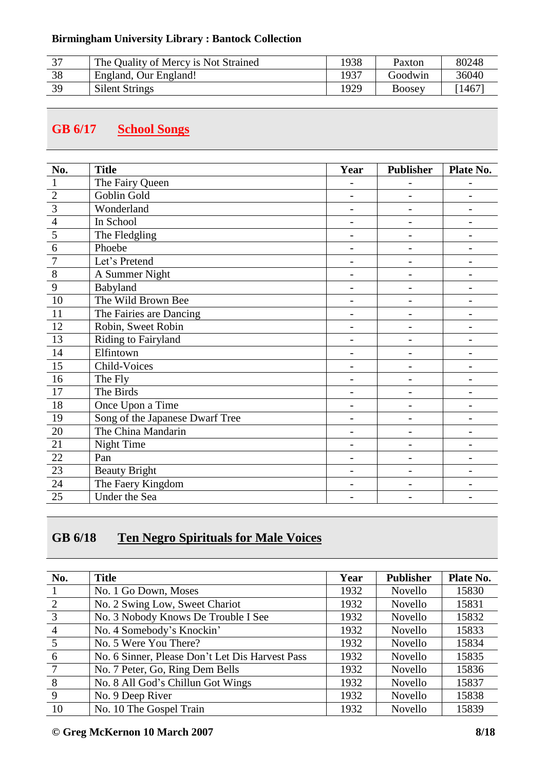| 37 | The Quality of Mercy is Not Strained | 1938 | Paxton | 80248 |
|---|---|---|---|---|
| 38 | England, Our England! | 1937 | Goodwin | 36040 |
| 39 | Silent Strings | 1929 | Boosey | [1467] |

## GB 6/17 School Songs

| No. | Title | Year | Publisher | Plate No. |
|---|---|---|---|---|
| 1 | The Fairy Queen | - | - | - |
| 2 | Goblin Gold | - | - | - |
| 3 | Wonderland | - | - | - |
| 4 | In School | - | - | - |
| 5 | The Fledgling | - | - | - |
| 6 | Phoebe | - | - | - |
| 7 | Let's Pretend | - | - | - |
| 8 | A Summer Night | - | - | - |
| 9 | Babyland | - | - | - |
| 10 | The Wild Brown Bee | - | - | - |
| 11 | The Fairies are Dancing | - | - | - |
| 12 | Robin, Sweet Robin | - | - | - |
| 13 | Riding to Fairyland | - | - | - |
| 14 | Elfintown | - | - | - |
| 15 | Child-Voices | - | - | - |
| 16 | The Fly | - | - | - |
| 17 | The Birds | - | - | - |
| 18 | Once Upon a Time | - | - | - |
| 19 | Song of the Japanese Dwarf Tree | - | - | - |
| 20 | The China Mandarin | - | - | - |
| 21 | Night Time | - | - | - |
| 22 | Pan | - | - | - |
| 23 | Beauty Bright | - | - | - |
| 24 | The Faery Kingdom | - | - | - |
| 25 | Under the Sea | - | - | - |

## GB 6/18 Ten Negro Spirituals for Male Voices

| No. | Title | Year | Publisher | Plate No. |
|---|---|---|---|---|
| 1 | No. 1 Go Down, Moses | 1932 | Novello | 15830 |
| 2 | No. 2 Swing Low, Sweet Chariot | 1932 | Novello | 15831 |
| 3 | No. 3 Nobody Knows De Trouble I See | 1932 | Novello | 15832 |
| 4 | No. 4 Somebody's Knockin' | 1932 | Novello | 15833 |
| 5 | No. 5 Were You There? | 1932 | Novello | 15834 |
| 6 | No. 6 Sinner, Please Don't Let Dis Harvest Pass | 1932 | Novello | 15835 |
| 7 | No. 7 Peter, Go, Ring Dem Bells | 1932 | Novello | 15836 |
| 8 | No. 8 All God's Chillun Got Wings | 1932 | Novello | 15837 |
| 9 | No. 9 Deep River | 1932 | Novello | 15838 |
| 10 | No. 10 The Gospel Train | 1932 | Novello | 15839 |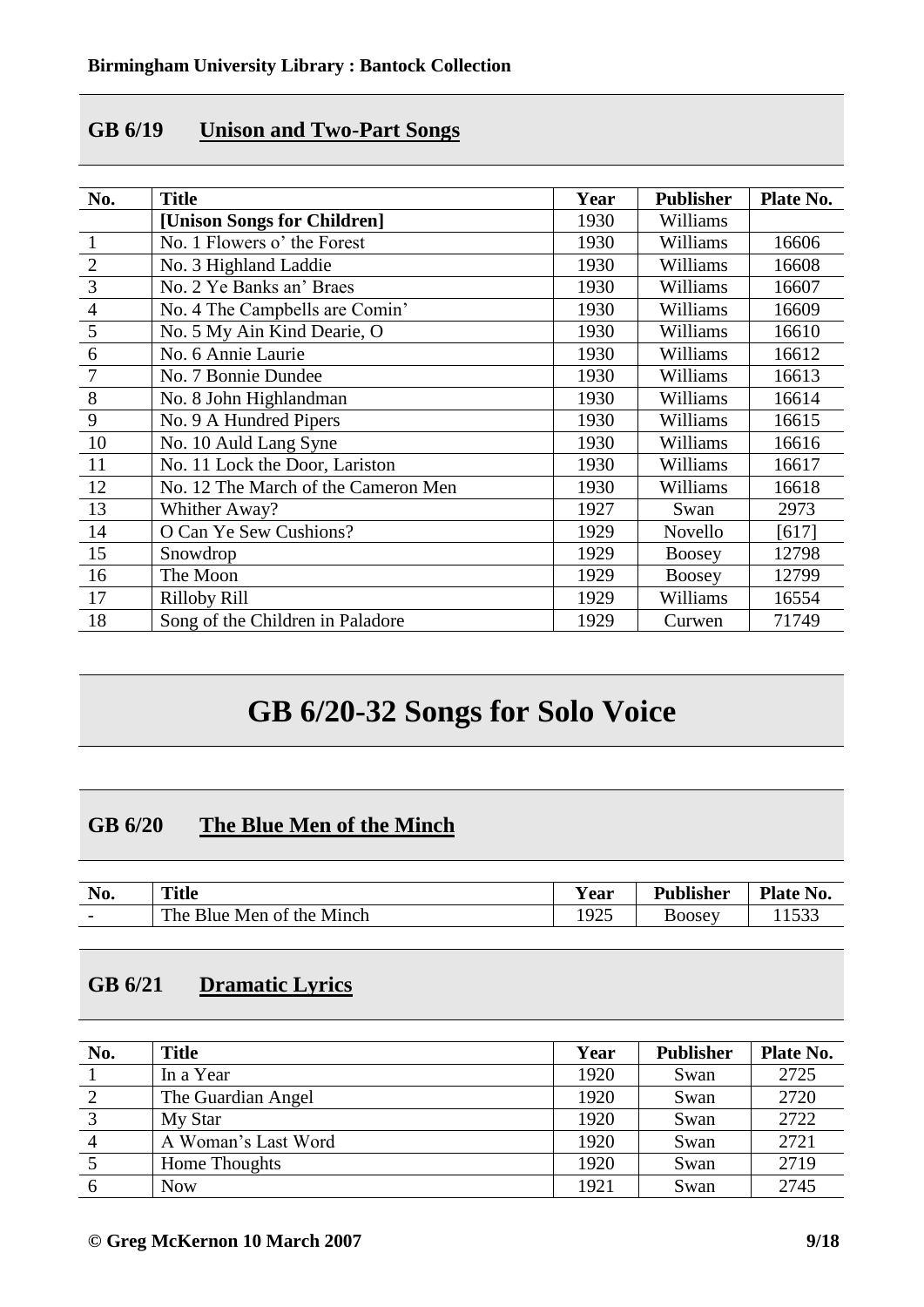## GB 6/19 Unison and Two-Part Songs

| No. | Title | Year | Publisher | Plate No. |
|---|---|---|---|---|
| | **[Unison Songs for Children]** | 1930 | Williams | |
| 1 | No. 1 Flowers o' the Forest | 1930 | Williams | 16606 |
| 2 | No. 3 Highland Laddie | 1930 | Williams | 16608 |
| 3 | No. 2 Ye Banks an' Braes | 1930 | Williams | 16607 |
| 4 | No. 4 The Campbells are Comin' | 1930 | Williams | 16609 |
| 5 | No. 5 My Ain Kind Dearie, O | 1930 | Williams | 16610 |
| 6 | No. 6 Annie Laurie | 1930 | Williams | 16612 |
| 7 | No. 7 Bonnie Dundee | 1930 | Williams | 16613 |
| 8 | No. 8 John Highlandman | 1930 | Williams | 16614 |
| 9 | No. 9 A Hundred Pipers | 1930 | Williams | 16615 |
| 10 | No. 10 Auld Lang Syne | 1930 | Williams | 16616 |
| 11 | No. 11 Lock the Door, Lariston | 1930 | Williams | 16617 |
| 12 | No. 12 The March of the Cameron Men | 1930 | Williams | 16618 |
| 13 | Whither Away? | 1927 | Swan | 2973 |
| 14 | O Can Ye Sew Cushions? | 1929 | Novello | [617] |
| 15 | Snowdrop | 1929 | Boosey | 12798 |
| 16 | The Moon | 1929 | Boosey | 12799 |
| 17 | Rilloby Rill | 1929 | Williams | 16554 |
| 18 | Song of the Children in Paladore | 1929 | Curwen | 71749 |

# GB 6/20-32 Songs for Solo Voice

## GB 6/20 The Blue Men of the Minch

| No. | Title | Year | Publisher | Plate No. |
|---|---|---|---|---|
| - | The Blue Men of the Minch | 1925 | Boosey | 11533 |

## GB 6/21 Dramatic Lyrics

| No. | Title | Year | Publisher | Plate No. |
|---|---|---|---|---|
| 1 | In a Year | 1920 | Swan | 2725 |
| 2 | The Guardian Angel | 1920 | Swan | 2720 |
| 3 | My Star | 1920 | Swan | 2722 |
| 4 | A Woman's Last Word | 1920 | Swan | 2721 |
| 5 | Home Thoughts | 1920 | Swan | 2719 |
| 6 | Now | 1921 | Swan | 2745 |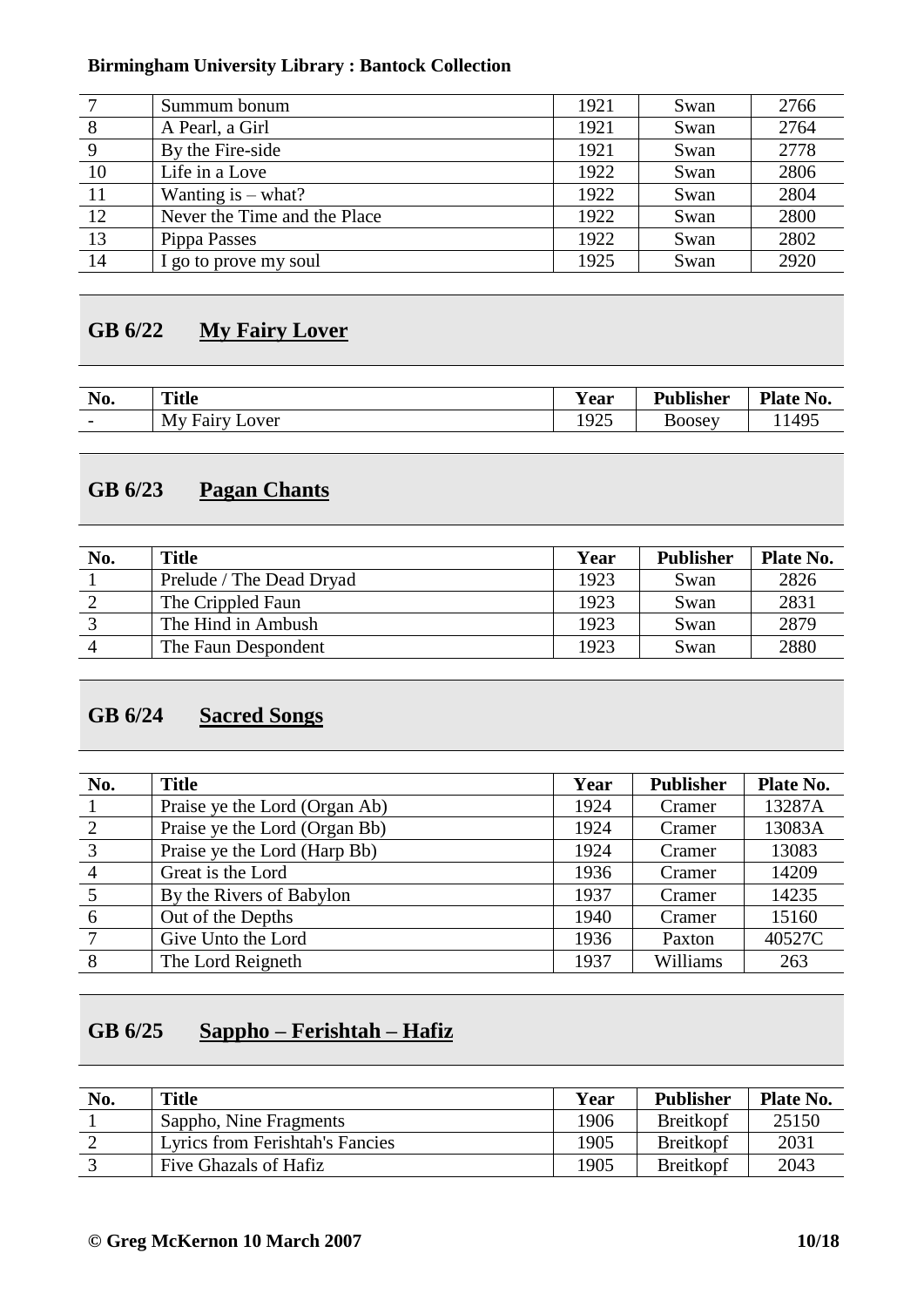| No. | Title | Year | Publisher | Plate No. |
|---|---|---|---|---|
| 7 | Summum bonum | 1921 | Swan | 2766 |
| 8 | A Pearl, a Girl | 1921 | Swan | 2764 |
| 9 | By the Fire-side | 1921 | Swan | 2778 |
| 10 | Life in a Love | 1922 | Swan | 2806 |
| 11 | Wanting is – what? | 1922 | Swan | 2804 |
| 12 | Never the Time and the Place | 1922 | Swan | 2800 |
| 13 | Pippa Passes | 1922 | Swan | 2802 |
| 14 | I go to prove my soul | 1925 | Swan | 2920 |

## GB 6/22 My Fairy Lover

| No. | Title | Year | Publisher | Plate No. |
|---|---|---|---|---|
| - | My Fairy Lover | 1925 | Boosey | 11495 |

## GB 6/23 Pagan Chants

| No. | Title | Year | Publisher | Plate No. |
|---|---|---|---|---|
| 1 | Prelude / The Dead Dryad | 1923 | Swan | 2826 |
| 2 | The Crippled Faun | 1923 | Swan | 2831 |
| 3 | The Hind in Ambush | 1923 | Swan | 2879 |
| 4 | The Faun Despondent | 1923 | Swan | 2880 |

## GB 6/24 Sacred Songs

| No. | Title | Year | Publisher | Plate No. |
|---|---|---|---|---|
| 1 | Praise ye the Lord (Organ Ab) | 1924 | Cramer | 13287A |
| 2 | Praise ye the Lord (Organ Bb) | 1924 | Cramer | 13083A |
| 3 | Praise ye the Lord (Harp Bb) | 1924 | Cramer | 13083 |
| 4 | Great is the Lord | 1936 | Cramer | 14209 |
| 5 | By the Rivers of Babylon | 1937 | Cramer | 14235 |
| 6 | Out of the Depths | 1940 | Cramer | 15160 |
| 7 | Give Unto the Lord | 1936 | Paxton | 40527C |
| 8 | The Lord Reigneth | 1937 | Williams | 263 |

## GB 6/25 Sappho – Ferishtah – Hafiz

| No. | Title | Year | Publisher | Plate No. |
|---|---|---|---|---|
| 1 | Sappho, Nine Fragments | 1906 | Breitkopf | 25150 |
| 2 | Lyrics from Ferishtah's Fancies | 1905 | Breitkopf | 2031 |
| 3 | Five Ghazals of Hafiz | 1905 | Breitkopf | 2043 |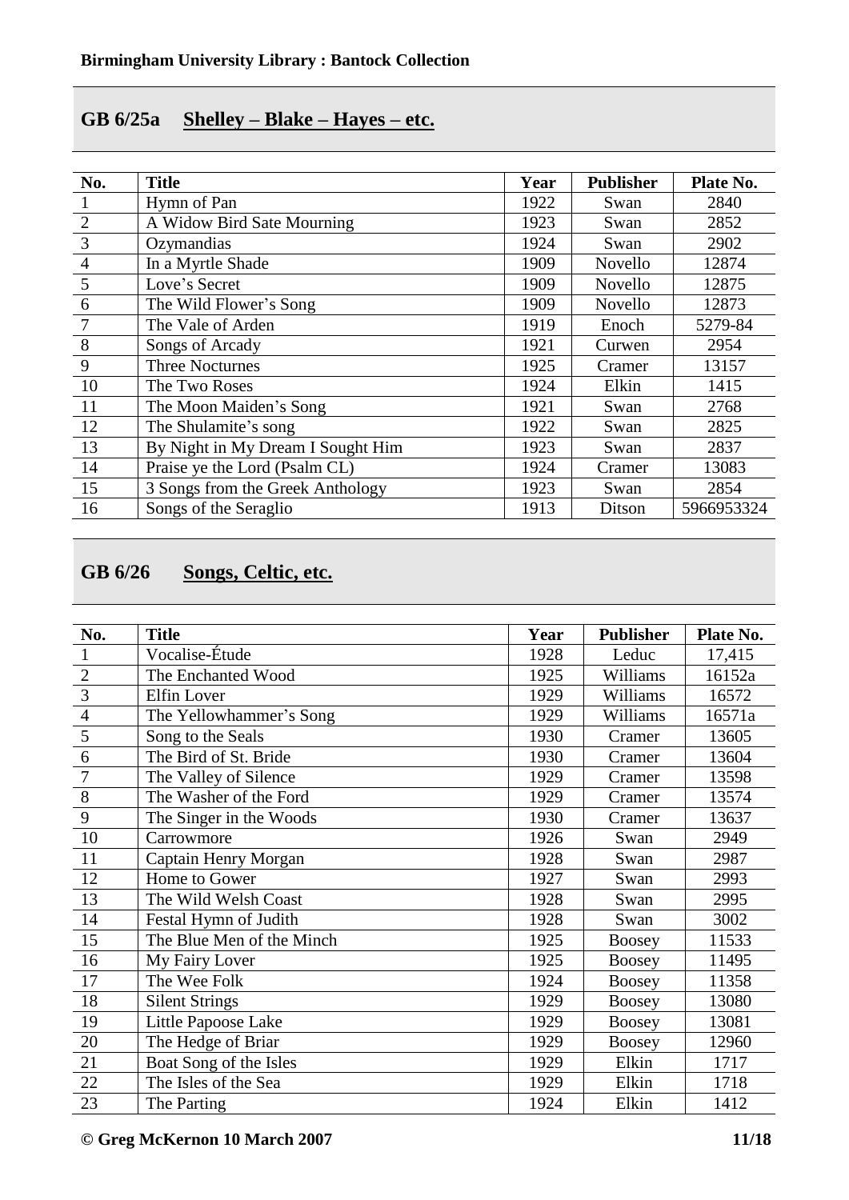## GB 6/25a Shelley – Blake – Hayes – etc.

| No. | Title | Year | Publisher | Plate No. |
|---|---|---|---|---|
| 1 | Hymn of Pan | 1922 | Swan | 2840 |
| 2 | A Widow Bird Sate Mourning | 1923 | Swan | 2852 |
| 3 | Ozymandias | 1924 | Swan | 2902 |
| 4 | In a Myrtle Shade | 1909 | Novello | 12874 |
| 5 | Love's Secret | 1909 | Novello | 12875 |
| 6 | The Wild Flower's Song | 1909 | Novello | 12873 |
| 7 | The Vale of Arden | 1919 | Enoch | 5279-84 |
| 8 | Songs of Arcady | 1921 | Curwen | 2954 |
| 9 | Three Nocturnes | 1925 | Cramer | 13157 |
| 10 | The Two Roses | 1924 | Elkin | 1415 |
| 11 | The Moon Maiden's Song | 1921 | Swan | 2768 |
| 12 | The Shulamite's song | 1922 | Swan | 2825 |
| 13 | By Night in My Dream I Sought Him | 1923 | Swan | 2837 |
| 14 | Praise ye the Lord (Psalm CL) | 1924 | Cramer | 13083 |
| 15 | 3 Songs from the Greek Anthology | 1923 | Swan | 2854 |
| 16 | Songs of the Seraglio | 1913 | Ditson | 5966953324 |

## GB 6/26 Songs, Celtic, etc.

| No. | Title | Year | Publisher | Plate No. |
|---|---|---|---|---|
| 1 | Vocalise-Étude | 1928 | Leduc | 17,415 |
| 2 | The Enchanted Wood | 1925 | Williams | 16152a |
| 3 | Elfin Lover | 1929 | Williams | 16572 |
| 4 | The Yellowhammer's Song | 1929 | Williams | 16571a |
| 5 | Song to the Seals | 1930 | Cramer | 13605 |
| 6 | The Bird of St. Bride | 1930 | Cramer | 13604 |
| 7 | The Valley of Silence | 1929 | Cramer | 13598 |
| 8 | The Washer of the Ford | 1929 | Cramer | 13574 |
| 9 | The Singer in the Woods | 1930 | Cramer | 13637 |
| 10 | Carrowmore | 1926 | Swan | 2949 |
| 11 | Captain Henry Morgan | 1928 | Swan | 2987 |
| 12 | Home to Gower | 1927 | Swan | 2993 |
| 13 | The Wild Welsh Coast | 1928 | Swan | 2995 |
| 14 | Festal Hymn of Judith | 1928 | Swan | 3002 |
| 15 | The Blue Men of the Minch | 1925 | Boosey | 11533 |
| 16 | My Fairy Lover | 1925 | Boosey | 11495 |
| 17 | The Wee Folk | 1924 | Boosey | 11358 |
| 18 | Silent Strings | 1929 | Boosey | 13080 |
| 19 | Little Papoose Lake | 1929 | Boosey | 13081 |
| 20 | The Hedge of Briar | 1929 | Boosey | 12960 |
| 21 | Boat Song of the Isles | 1929 | Elkin | 1717 |
| 22 | The Isles of the Sea | 1929 | Elkin | 1718 |
| 23 | The Parting | 1924 | Elkin | 1412 |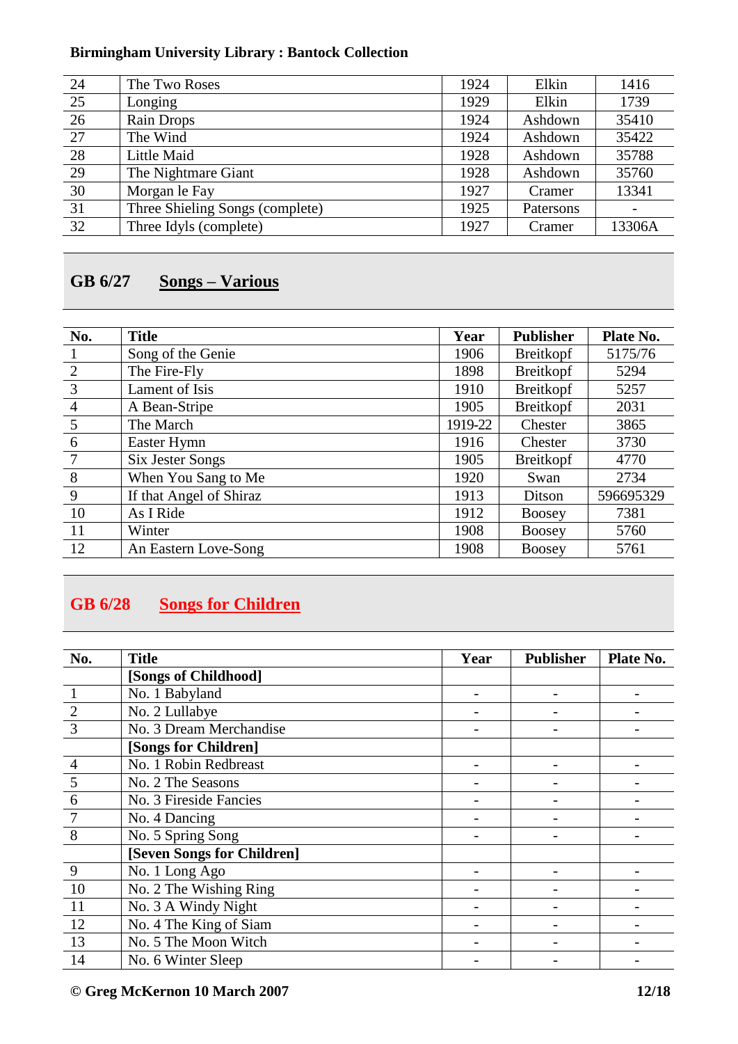| 24 | The Two Roses | 1924 | Elkin | 1416 |
|---|---|---|---|---|
| 25 | Longing | 1929 | Elkin | 1739 |
| 26 | Rain Drops | 1924 | Ashdown | 35410 |
| 27 | The Wind | 1924 | Ashdown | 35422 |
| 28 | Little Maid | 1928 | Ashdown | 35788 |
| 29 | The Nightmare Giant | 1928 | Ashdown | 35760 |
| 30 | Morgan le Fay | 1927 | Cramer | 13341 |
| 31 | Three Shieling Songs (complete) | 1925 | Patersons | - |
| 32 | Three Idyls (complete) | 1927 | Cramer | 13306A |

## GB 6/27 Songs – Various

| No. | Title | Year | Publisher | Plate No. |
|---|---|---|---|---|
| 1 | Song of the Genie | 1906 | Breitkopf | 5175/76 |
| 2 | The Fire-Fly | 1898 | Breitkopf | 5294 |
| 3 | Lament of Isis | 1910 | Breitkopf | 5257 |
| 4 | A Bean-Stripe | 1905 | Breitkopf | 2031 |
| 5 | The March | 1919-22 | Chester | 3865 |
| 6 | Easter Hymn | 1916 | Chester | 3730 |
| 7 | Six Jester Songs | 1905 | Breitkopf | 4770 |
| 8 | When You Sang to Me | 1920 | Swan | 2734 |
| 9 | If that Angel of Shiraz | 1913 | Ditson | 596695329 |
| 10 | As I Ride | 1912 | Boosey | 7381 |
| 11 | Winter | 1908 | Boosey | 5760 |
| 12 | An Eastern Love-Song | 1908 | Boosey | 5761 |

## GB 6/28 Songs for Children

| No. | Title | Year | Publisher | Plate No. |
|---|---|---|---|---|
| | **[Songs of Childhood]** | | | |
| 1 | No. 1 Babyland | - | - | - |
| 2 | No. 2 Lullabye | - | - | - |
| 3 | No. 3 Dream Merchandise | - | - | - |
| | **[Songs for Children]** | | | |
| 4 | No. 1 Robin Redbreast | - | - | - |
| 5 | No. 2 The Seasons | - | - | - |
| 6 | No. 3 Fireside Fancies | - | - | - |
| 7 | No. 4 Dancing | - | - | - |
| 8 | No. 5 Spring Song | - | - | - |
| | **[Seven Songs for Children]** | | | |
| 9 | No. 1 Long Ago | - | - | - |
| 10 | No. 2 The Wishing Ring | - | - | - |
| 11 | No. 3 A Windy Night | - | - | - |
| 12 | No. 4 The King of Siam | - | - | - |
| 13 | No. 5 The Moon Witch | - | - | - |
| 14 | No. 6 Winter Sleep | - | - | - |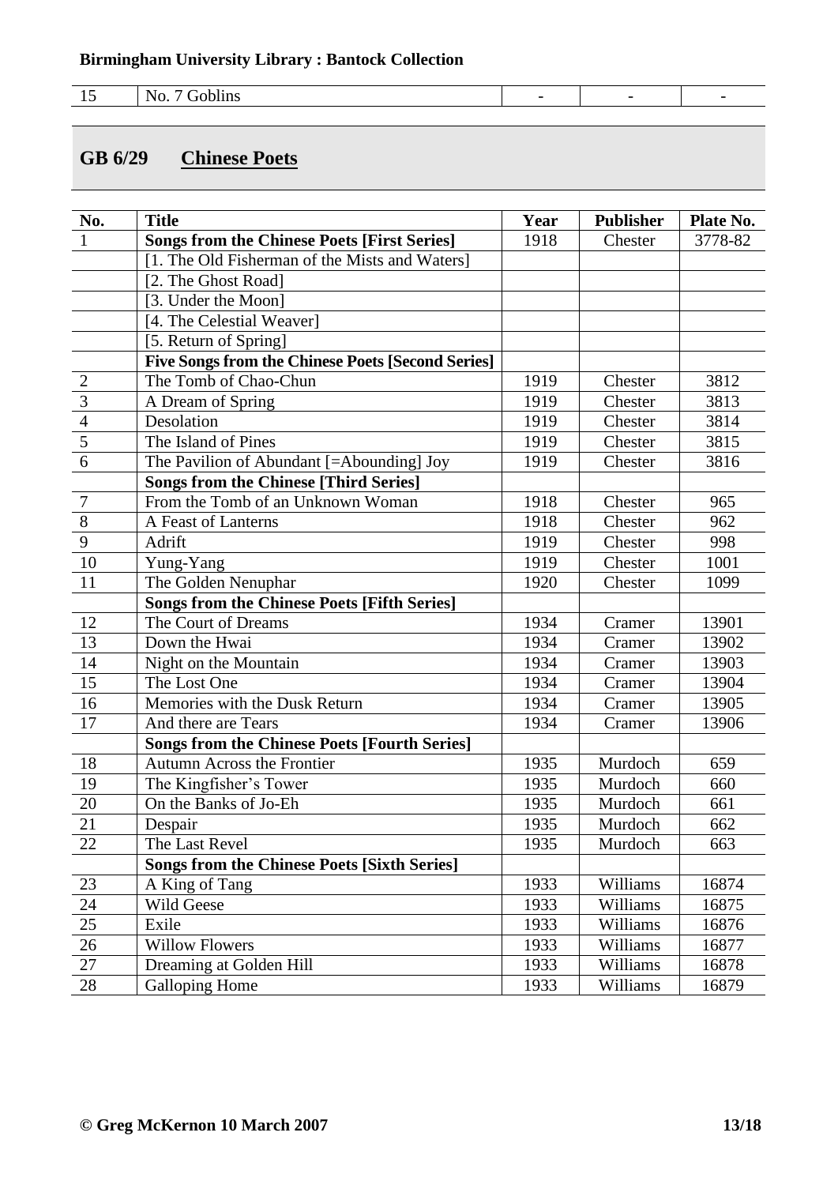| 15 | No. 7 Goblins | - | - | - |
|---|---|---|---|---|

## GB 6/29 Chinese Poets

| No. | Title | Year | Publisher | Plate No. |
|---|---|---|---|---|
| 1 | **Songs from the Chinese Poets [First Series]** | 1918 | Chester | 3778-82 |
| | [1. The Old Fisherman of the Mists and Waters] | | | |
| | [2. The Ghost Road] | | | |
| | [3. Under the Moon] | | | |
| | [4. The Celestial Weaver] | | | |
| | [5. Return of Spring] | | | |
| | **Five Songs from the Chinese Poets [Second Series]** | | | |
| 2 | The Tomb of Chao-Chun | 1919 | Chester | 3812 |
| 3 | A Dream of Spring | 1919 | Chester | 3813 |
| 4 | Desolation | 1919 | Chester | 3814 |
| 5 | The Island of Pines | 1919 | Chester | 3815 |
| 6 | The Pavilion of Abundant [=Abounding] Joy | 1919 | Chester | 3816 |
| | **Songs from the Chinese [Third Series]** | | | |
| 7 | From the Tomb of an Unknown Woman | 1918 | Chester | 965 |
| 8 | A Feast of Lanterns | 1918 | Chester | 962 |
| 9 | Adrift | 1919 | Chester | 998 |
| 10 | Yung-Yang | 1919 | Chester | 1001 |
| 11 | The Golden Nenuphar | 1920 | Chester | 1099 |
| | **Songs from the Chinese Poets [Fifth Series]** | | | |
| 12 | The Court of Dreams | 1934 | Cramer | 13901 |
| 13 | Down the Hwai | 1934 | Cramer | 13902 |
| 14 | Night on the Mountain | 1934 | Cramer | 13903 |
| 15 | The Lost One | 1934 | Cramer | 13904 |
| 16 | Memories with the Dusk Return | 1934 | Cramer | 13905 |
| 17 | And there are Tears | 1934 | Cramer | 13906 |
| | **Songs from the Chinese Poets [Fourth Series]** | | | |
| 18 | Autumn Across the Frontier | 1935 | Murdoch | 659 |
| 19 | The Kingfisher's Tower | 1935 | Murdoch | 660 |
| 20 | On the Banks of Jo-Eh | 1935 | Murdoch | 661 |
| 21 | Despair | 1935 | Murdoch | 662 |
| 22 | The Last Revel | 1935 | Murdoch | 663 |
| | **Songs from the Chinese Poets [Sixth Series]** | | | |
| 23 | A King of Tang | 1933 | Williams | 16874 |
| 24 | Wild Geese | 1933 | Williams | 16875 |
| 25 | Exile | 1933 | Williams | 16876 |
| 26 | Willow Flowers | 1933 | Williams | 16877 |
| 27 | Dreaming at Golden Hill | 1933 | Williams | 16878 |
| 28 | Galloping Home | 1933 | Williams | 16879 |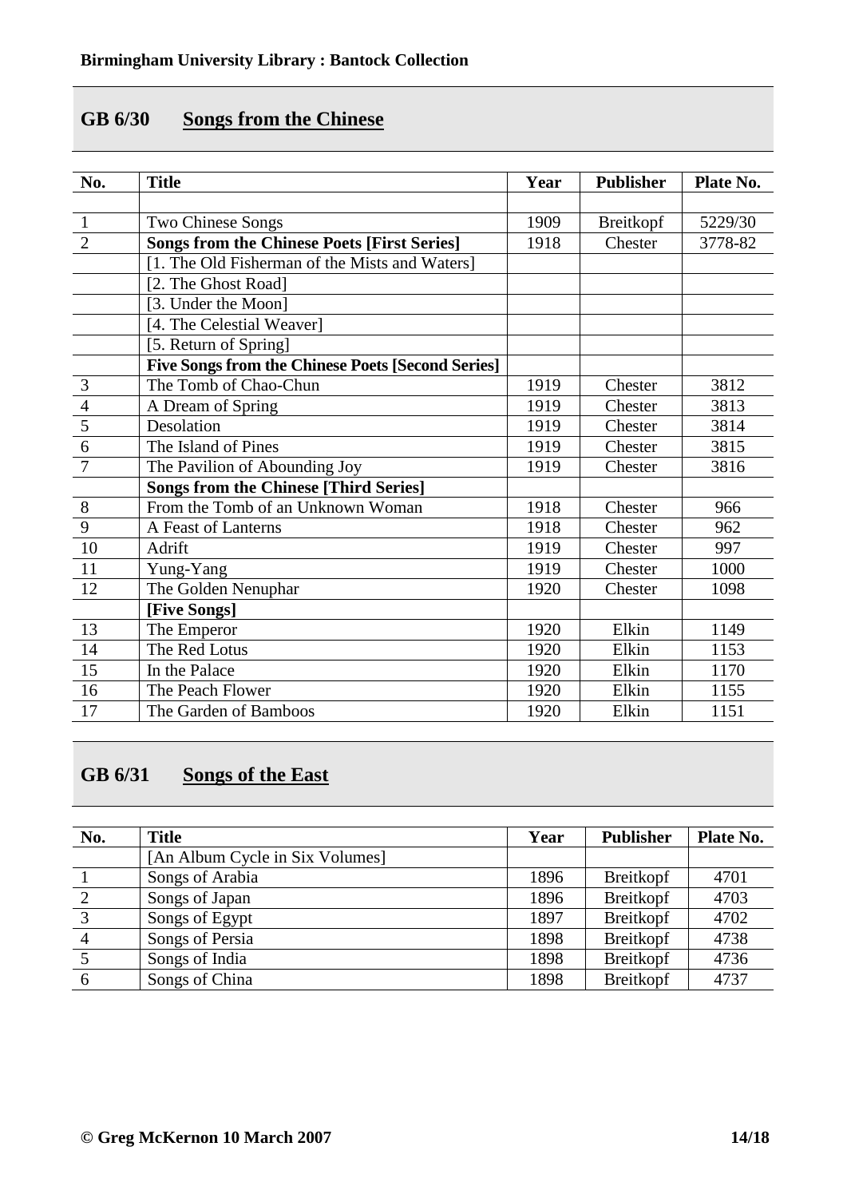## GB 6/30 Songs from the Chinese

| No. | Title | Year | Publisher | Plate No. |
|---|---|---|---|---|
| | | | | |
| 1 | Two Chinese Songs | 1909 | Breitkopf | 5229/30 |
| 2 | **Songs from the Chinese Poets [First Series]** | 1918 | Chester | 3778-82 |
| | [1. The Old Fisherman of the Mists and Waters] | | | |
| | [2. The Ghost Road] | | | |
| | [3. Under the Moon] | | | |
| | [4. The Celestial Weaver] | | | |
| | [5. Return of Spring] | | | |
| | **Five Songs from the Chinese Poets [Second Series]** | | | |
| 3 | The Tomb of Chao-Chun | 1919 | Chester | 3812 |
| 4 | A Dream of Spring | 1919 | Chester | 3813 |
| 5 | Desolation | 1919 | Chester | 3814 |
| 6 | The Island of Pines | 1919 | Chester | 3815 |
| 7 | The Pavilion of Abounding Joy | 1919 | Chester | 3816 |
| | **Songs from the Chinese [Third Series]** | | | |
| 8 | From the Tomb of an Unknown Woman | 1918 | Chester | 966 |
| 9 | A Feast of Lanterns | 1918 | Chester | 962 |
| 10 | Adrift | 1919 | Chester | 997 |
| 11 | Yung-Yang | 1919 | Chester | 1000 |
| 12 | The Golden Nenuphar | 1920 | Chester | 1098 |
| | **[Five Songs]** | | | |
| 13 | The Emperor | 1920 | Elkin | 1149 |
| 14 | The Red Lotus | 1920 | Elkin | 1153 |
| 15 | In the Palace | 1920 | Elkin | 1170 |
| 16 | The Peach Flower | 1920 | Elkin | 1155 |
| 17 | The Garden of Bamboos | 1920 | Elkin | 1151 |

## GB 6/31 Songs of the East

| No. | Title | Year | Publisher | Plate No. |
|---|---|---|---|---|
| | [An Album Cycle in Six Volumes] | | | |
| 1 | Songs of Arabia | 1896 | Breitkopf | 4701 |
| 2 | Songs of Japan | 1896 | Breitkopf | 4703 |
| 3 | Songs of Egypt | 1897 | Breitkopf | 4702 |
| 4 | Songs of Persia | 1898 | Breitkopf | 4738 |
| 5 | Songs of India | 1898 | Breitkopf | 4736 |
| 6 | Songs of China | 1898 | Breitkopf | 4737 |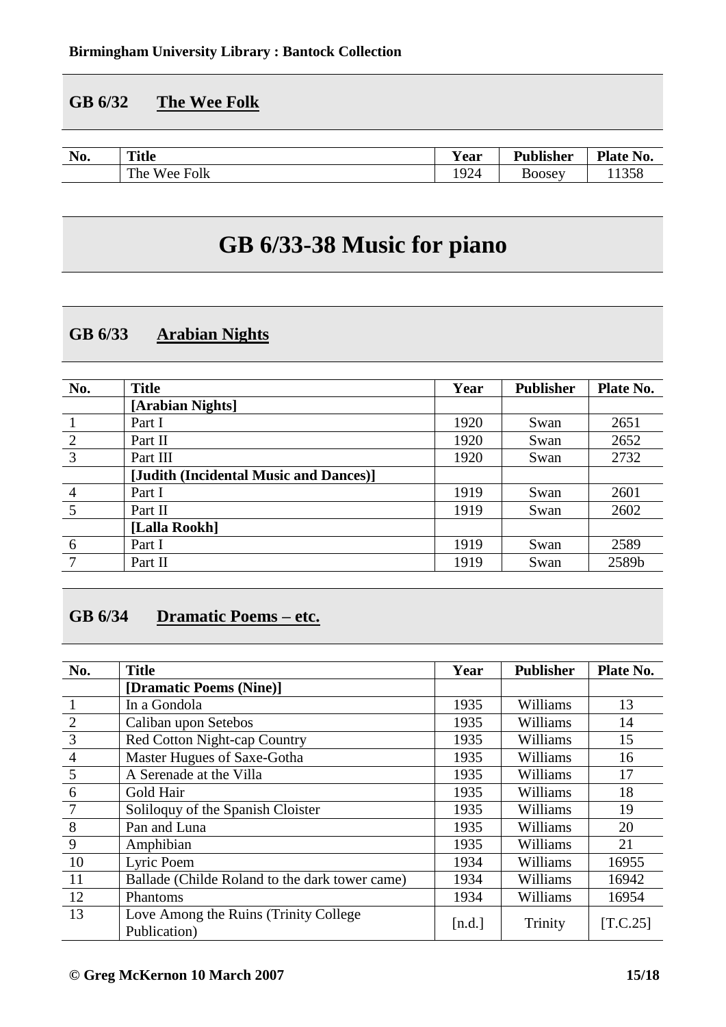## GB 6/32 The Wee Folk

| No. | Title | Year | Publisher | Plate No. |
|---|---|---|---|---|
| | The Wee Folk | 1924 | Boosey | 11358 |

# GB 6/33-38 Music for piano

## GB 6/33 Arabian Nights

| No. | Title | Year | Publisher | Plate No. |
|---|---|---|---|---|
| | **[Arabian Nights]** | | | |
| 1 | Part I | 1920 | Swan | 2651 |
| 2 | Part II | 1920 | Swan | 2652 |
| 3 | Part III | 1920 | Swan | 2732 |
| | **[Judith (Incidental Music and Dances)]** | | | |
| 4 | Part I | 1919 | Swan | 2601 |
| 5 | Part II | 1919 | Swan | 2602 |
| | **[Lalla Rookh]** | | | |
| 6 | Part I | 1919 | Swan | 2589 |
| 7 | Part II | 1919 | Swan | 2589b |

## GB 6/34 Dramatic Poems – etc.

| No. | Title | Year | Publisher | Plate No. |
|---|---|---|---|---|
| | **[Dramatic Poems (Nine)]** | | | |
| 1 | In a Gondola | 1935 | Williams | 13 |
| 2 | Caliban upon Setebos | 1935 | Williams | 14 |
| 3 | Red Cotton Night-cap Country | 1935 | Williams | 15 |
| 4 | Master Hugues of Saxe-Gotha | 1935 | Williams | 16 |
| 5 | A Serenade at the Villa | 1935 | Williams | 17 |
| 6 | Gold Hair | 1935 | Williams | 18 |
| 7 | Soliloquy of the Spanish Cloister | 1935 | Williams | 19 |
| 8 | Pan and Luna | 1935 | Williams | 20 |
| 9 | Amphibian | 1935 | Williams | 21 |
| 10 | Lyric Poem | 1934 | Williams | 16955 |
| 11 | Ballade (Childe Roland to the dark tower came) | 1934 | Williams | 16942 |
| 12 | Phantoms | 1934 | Williams | 16954 |
| 13 | Love Among the Ruins (Trinity College Publication) | [n.d.] | Trinity | [T.C.25] |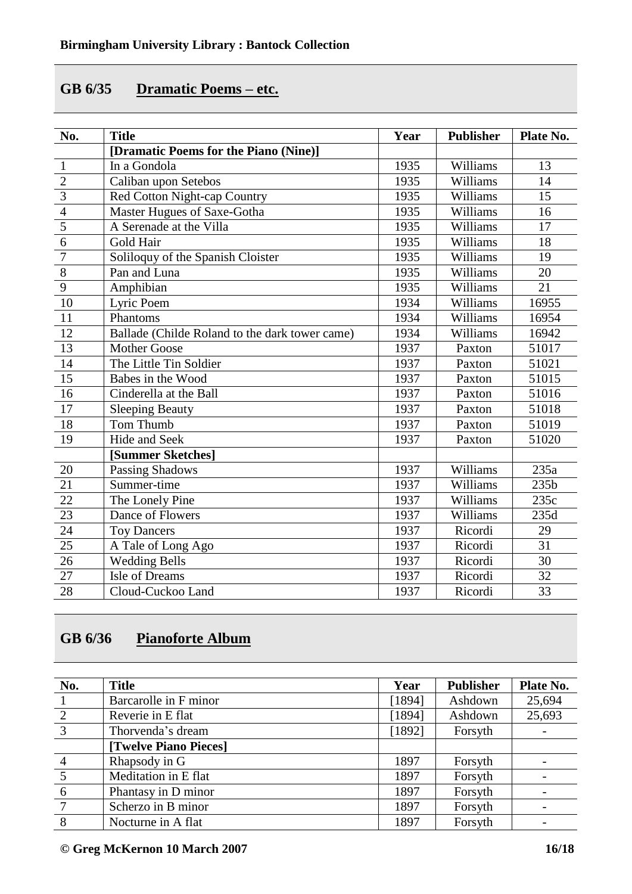## GB 6/35 Dramatic Poems – etc.

| No. | Title | Year | Publisher | Plate No. |
|---|---|---|---|---|
| | **[Dramatic Poems for the Piano (Nine)]** | | | |
| 1 | In a Gondola | 1935 | Williams | 13 |
| 2 | Caliban upon Setebos | 1935 | Williams | 14 |
| 3 | Red Cotton Night-cap Country | 1935 | Williams | 15 |
| 4 | Master Hugues of Saxe-Gotha | 1935 | Williams | 16 |
| 5 | A Serenade at the Villa | 1935 | Williams | 17 |
| 6 | Gold Hair | 1935 | Williams | 18 |
| 7 | Soliloquy of the Spanish Cloister | 1935 | Williams | 19 |
| 8 | Pan and Luna | 1935 | Williams | 20 |
| 9 | Amphibian | 1935 | Williams | 21 |
| 10 | Lyric Poem | 1934 | Williams | 16955 |
| 11 | Phantoms | 1934 | Williams | 16954 |
| 12 | Ballade (Childe Roland to the dark tower came) | 1934 | Williams | 16942 |
| 13 | Mother Goose | 1937 | Paxton | 51017 |
| 14 | The Little Tin Soldier | 1937 | Paxton | 51021 |
| 15 | Babes in the Wood | 1937 | Paxton | 51015 |
| 16 | Cinderella at the Ball | 1937 | Paxton | 51016 |
| 17 | Sleeping Beauty | 1937 | Paxton | 51018 |
| 18 | Tom Thumb | 1937 | Paxton | 51019 |
| 19 | Hide and Seek | 1937 | Paxton | 51020 |
| | **[Summer Sketches]** | | | |
| 20 | Passing Shadows | 1937 | Williams | 235a |
| 21 | Summer-time | 1937 | Williams | 235b |
| 22 | The Lonely Pine | 1937 | Williams | 235c |
| 23 | Dance of Flowers | 1937 | Williams | 235d |
| 24 | Toy Dancers | 1937 | Ricordi | 29 |
| 25 | A Tale of Long Ago | 1937 | Ricordi | 31 |
| 26 | Wedding Bells | 1937 | Ricordi | 30 |
| 27 | Isle of Dreams | 1937 | Ricordi | 32 |
| 28 | Cloud-Cuckoo Land | 1937 | Ricordi | 33 |

## GB 6/36 Pianoforte Album

| No. | Title | Year | Publisher | Plate No. |
|---|---|---|---|---|
| 1 | Barcarolle in F minor | [1894] | Ashdown | 25,694 |
| 2 | Reverie in E flat | [1894] | Ashdown | 25,693 |
| 3 | Thorvenda's dream | [1892] | Forsyth | - |
| | **[Twelve Piano Pieces]** | | | |
| 4 | Rhapsody in G | 1897 | Forsyth | - |
| 5 | Meditation in E flat | 1897 | Forsyth | - |
| 6 | Phantasy in D minor | 1897 | Forsyth | - |
| 7 | Scherzo in B minor | 1897 | Forsyth | - |
| 8 | Nocturne in A flat | 1897 | Forsyth | - |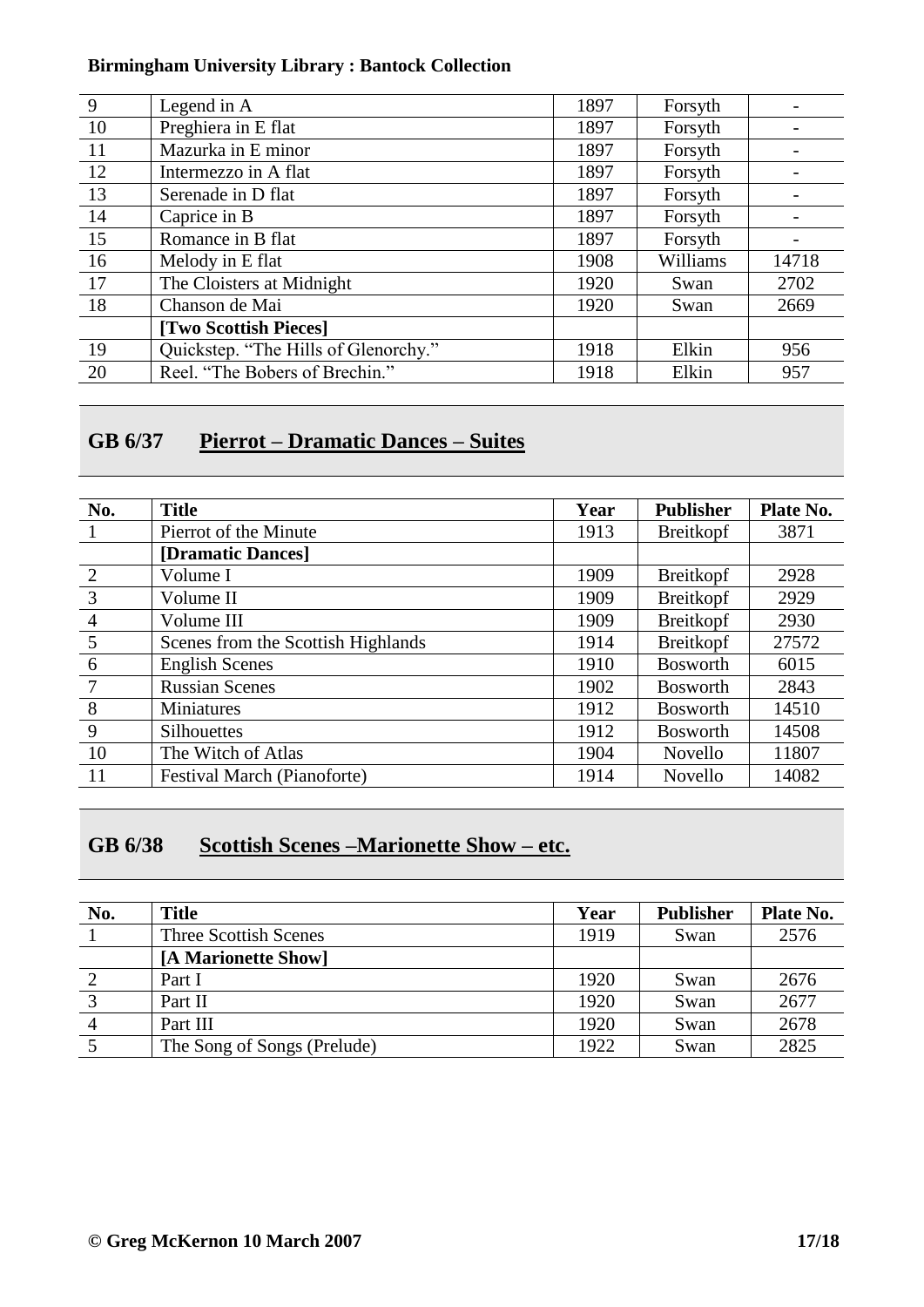| 9 | Legend in A | 1897 | Forsyth | - |
|---|---|---|---|---|
| 10 | Preghiera in E flat | 1897 | Forsyth | - |
| 11 | Mazurka in E minor | 1897 | Forsyth | - |
| 12 | Intermezzo in A flat | 1897 | Forsyth | - |
| 13 | Serenade in D flat | 1897 | Forsyth | - |
| 14 | Caprice in B | 1897 | Forsyth | - |
| 15 | Romance in B flat | 1897 | Forsyth | - |
| 16 | Melody in E flat | 1908 | Williams | 14718 |
| 17 | The Cloisters at Midnight | 1920 | Swan | 2702 |
| 18 | Chanson de Mai | 1920 | Swan | 2669 |
| | **[Two Scottish Pieces]** | | | |
| 19 | Quickstep. "The Hills of Glenorchy." | 1918 | Elkin | 956 |
| 20 | Reel. "The Bobers of Brechin." | 1918 | Elkin | 957 |

## GB 6/37 Pierrot – Dramatic Dances – Suites

| No. | Title | Year | Publisher | Plate No. |
|---|---|---|---|---|
| 1 | Pierrot of the Minute | 1913 | Breitkopf | 3871 |
| | **[Dramatic Dances]** | | | |
| 2 | Volume I | 1909 | Breitkopf | 2928 |
| 3 | Volume II | 1909 | Breitkopf | 2929 |
| 4 | Volume III | 1909 | Breitkopf | 2930 |
| 5 | Scenes from the Scottish Highlands | 1914 | Breitkopf | 27572 |
| 6 | English Scenes | 1910 | Bosworth | 6015 |
| 7 | Russian Scenes | 1902 | Bosworth | 2843 |
| 8 | Miniatures | 1912 | Bosworth | 14510 |
| 9 | Silhouettes | 1912 | Bosworth | 14508 |
| 10 | The Witch of Atlas | 1904 | Novello | 11807 |
| 11 | Festival March (Pianoforte) | 1914 | Novello | 14082 |

## GB 6/38 Scottish Scenes –Marionette Show – etc.

| No. | Title | Year | Publisher | Plate No. |
|---|---|---|---|---|
| 1 | Three Scottish Scenes | 1919 | Swan | 2576 |
| | **[A Marionette Show]** | | | |
| 2 | Part I | 1920 | Swan | 2676 |
| 3 | Part II | 1920 | Swan | 2677 |
| 4 | Part III | 1920 | Swan | 2678 |
| 5 | The Song of Songs (Prelude) | 1922 | Swan | 2825 |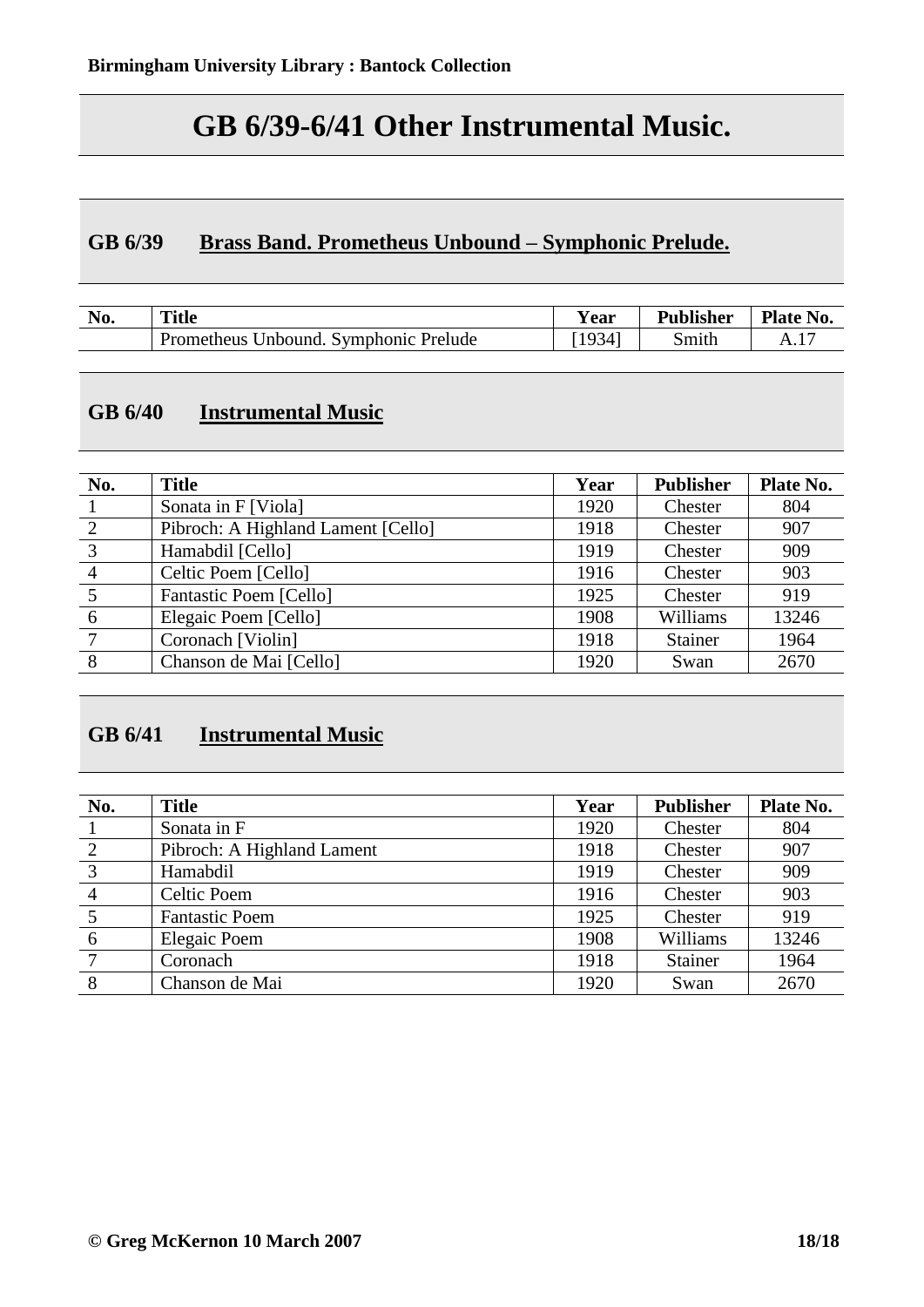# GB 6/39-6/41 Other Instrumental Music.

## GB 6/39 Brass Band. Prometheus Unbound – Symphonic Prelude.

| No. | Title | Year | Publisher | Plate No. |
|---|---|---|---|---|
| | Prometheus Unbound. Symphonic Prelude | [1934] | Smith | A.17 |

## GB 6/40 Instrumental Music

| No. | Title | Year | Publisher | Plate No. |
|---|---|---|---|---|
| 1 | Sonata in F [Viola] | 1920 | Chester | 804 |
| 2 | Pibroch: A Highland Lament [Cello] | 1918 | Chester | 907 |
| 3 | Hamabdil [Cello] | 1919 | Chester | 909 |
| 4 | Celtic Poem [Cello] | 1916 | Chester | 903 |
| 5 | Fantastic Poem [Cello] | 1925 | Chester | 919 |
| 6 | Elegaic Poem [Cello] | 1908 | Williams | 13246 |
| 7 | Coronach [Violin] | 1918 | Stainer | 1964 |
| 8 | Chanson de Mai [Cello] | 1920 | Swan | 2670 |

## GB 6/41 Instrumental Music

| No. | Title | Year | Publisher | Plate No. |
|---|---|---|---|---|
| 1 | Sonata in F | 1920 | Chester | 804 |
| 2 | Pibroch: A Highland Lament | 1918 | Chester | 907 |
| 3 | Hamabdil | 1919 | Chester | 909 |
| 4 | Celtic Poem | 1916 | Chester | 903 |
| 5 | Fantastic Poem | 1925 | Chester | 919 |
| 6 | Elegaic Poem | 1908 | Williams | 13246 |
| 7 | Coronach | 1918 | Stainer | 1964 |
| 8 | Chanson de Mai | 1920 | Swan | 2670 |